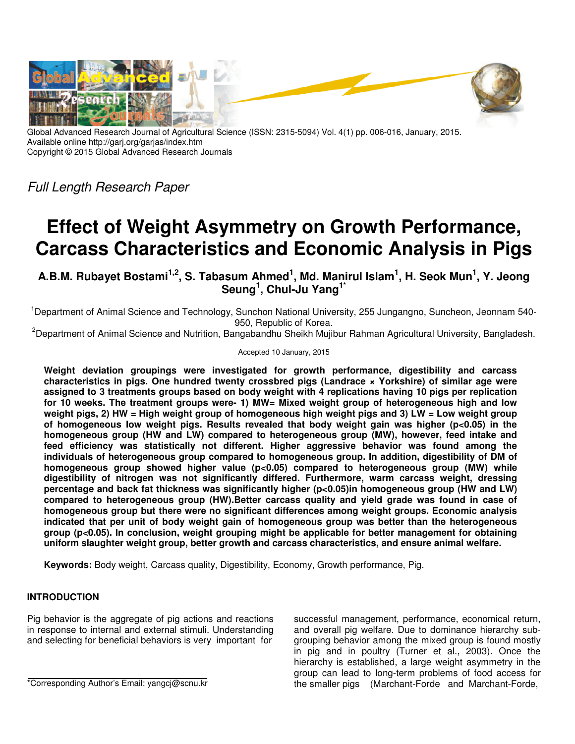Global Advanced Research Journal of Agricultural Science (ISSN: 2315-5094) Vol. 4(1) pp. 006-016, January, 2015.
Available online http://garj.org/garjas/index.htm
Copyright © 2015 Global Advanced Research Journals

*Full Length Research Paper*

# Effect of Weight Asymmetry on Growth Performance, Carcass Characteristics and Economic Analysis in Pigs

**A.B.M. Rubayet Bostami[1,2], S. Tabasum Ahmed[1], Md. Manirul Islam[1], H. Seok Mun[1], Y. Jeong Seung[1], Chul-Ju Yang[1*]**

[1]Department of Animal Science and Technology, Sunchon National University, 255 Jungangno, Suncheon, Jeonnam 540-950, Republic of Korea.

[2]Department of Animal Science and Nutrition, Bangabandhu Sheikh Mujibur Rahman Agricultural University, Bangladesh.

Accepted 10 January, 2015

**Weight deviation groupings were investigated for growth performance, digestibility and carcass characteristics in pigs. One hundred twenty crossbred pigs (Landrace × Yorkshire) of similar age were assigned to 3 treatments groups based on body weight with 4 replications having 10 pigs per replication for 10 weeks. The treatment groups were- 1) MW= Mixed weight group of heterogeneous high and low weight pigs, 2) HW = High weight group of homogeneous high weight pigs and 3) LW = Low weight group of homogeneous low weight pigs. Results revealed that body weight gain was higher ($p<0.05$) in the homogeneous group (HW and LW) compared to heterogeneous group (MW), however, feed intake and feed efficiency was statistically not different. Higher aggressive behavior was found among the individuals of heterogeneous group compared to homogeneous group. In addition, digestibility of DM of homogeneous group showed higher value ($p<0.05$) compared to heterogeneous group (MW) while digestibility of nitrogen was not significantly differed. Furthermore, warm carcass weight, dressing percentage and back fat thickness was significantly higher ($p<0.05$)in homogeneous group (HW and LW) compared to heterogeneous group (HW).Better carcass quality and yield grade was found in case of homogeneous group but there were no significant differences among weight groups. Economic analysis indicated that per unit of body weight gain of homogeneous group was better than the heterogeneous group ($p<0.05$). In conclusion, weight grouping might be applicable for better management for obtaining uniform slaughter weight group, better growth and carcass characteristics, and ensure animal welfare.**

**Keywords:** Body weight, Carcass quality, Digestibility, Economy, Growth performance, Pig.

## INTRODUCTION

Pig behavior is the aggregate of pig actions and reactions in response to internal and external stimuli. Understanding and selecting for beneficial behaviors is very important for successful management, performance, economical return, and overall pig welfare. Due to dominance hierarchy sub-grouping behavior among the mixed group is found mostly in pig and in poultry (Turner et al., 2003). Once the hierarchy is established, a large weight asymmetry in the group can lead to long-term problems of food access for the smaller pigs (Marchant-Forde and Marchant-Forde,

*Corresponding Author's Email: yangcj@scnu.kr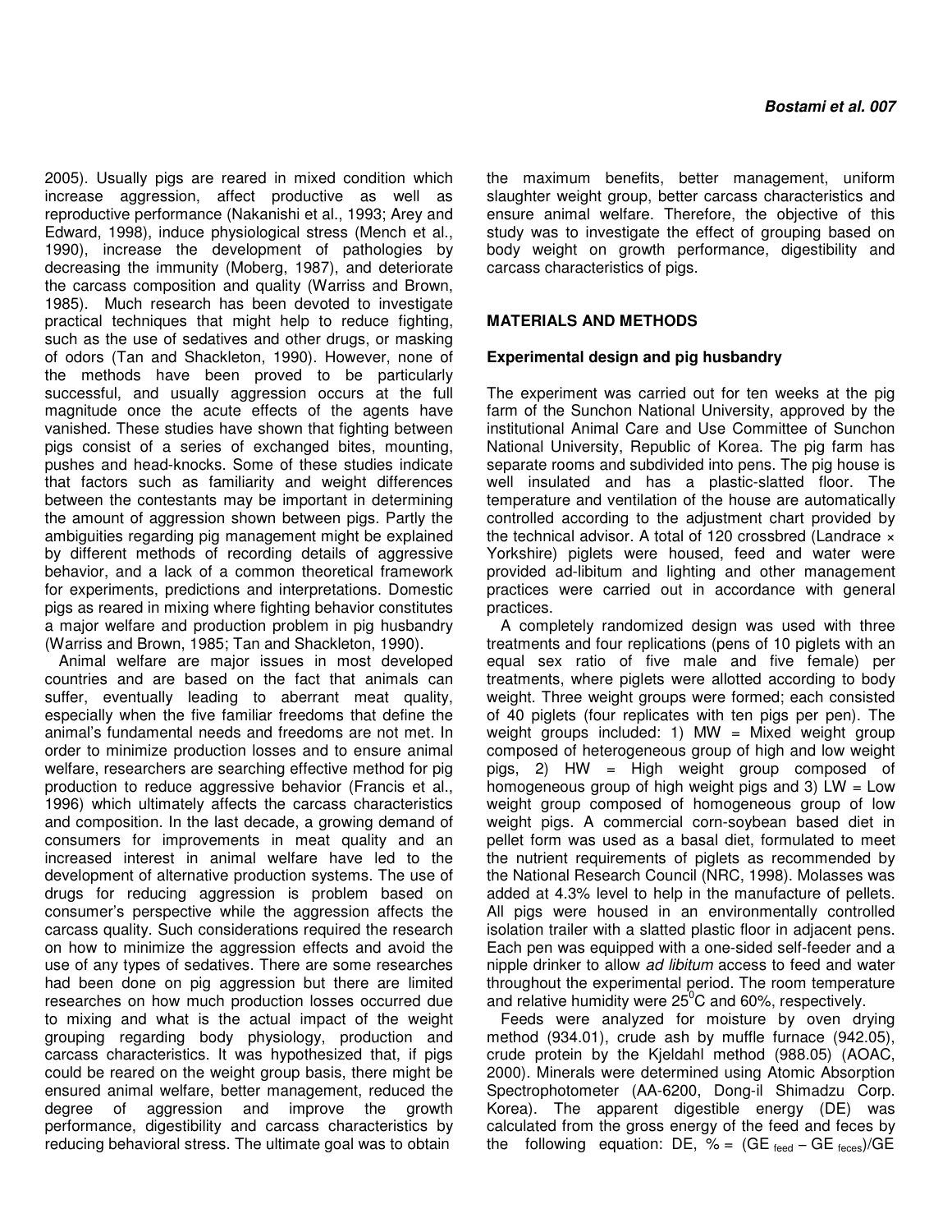2005). Usually pigs are reared in mixed condition which increase aggression, affect productive as well as reproductive performance (Nakanishi et al., 1993; Arey and Edward, 1998), induce physiological stress (Mench et al., 1990), increase the development of pathologies by decreasing the immunity (Moberg, 1987), and deteriorate the carcass composition and quality (Warriss and Brown, 1985). Much research has been devoted to investigate practical techniques that might help to reduce fighting, such as the use of sedatives and other drugs, or masking of odors (Tan and Shackleton, 1990). However, none of the methods have been proved to be particularly successful, and usually aggression occurs at the full magnitude once the acute effects of the agents have vanished. These studies have shown that fighting between pigs consist of a series of exchanged bites, mounting, pushes and head-knocks. Some of these studies indicate that factors such as familiarity and weight differences between the contestants may be important in determining the amount of aggression shown between pigs. Partly the ambiguities regarding pig management might be explained by different methods of recording details of aggressive behavior, and a lack of a common theoretical framework for experiments, predictions and interpretations. Domestic pigs as reared in mixing where fighting behavior constitutes a major welfare and production problem in pig husbandry (Warriss and Brown, 1985; Tan and Shackleton, 1990).

Animal welfare are major issues in most developed countries and are based on the fact that animals can suffer, eventually leading to aberrant meat quality, especially when the five familiar freedoms that define the animal's fundamental needs and freedoms are not met. In order to minimize production losses and to ensure animal welfare, researchers are searching effective method for pig production to reduce aggressive behavior (Francis et al., 1996) which ultimately affects the carcass characteristics and composition. In the last decade, a growing demand of consumers for improvements in meat quality and an increased interest in animal welfare have led to the development of alternative production systems. The use of drugs for reducing aggression is problem based on consumer's perspective while the aggression affects the carcass quality. Such considerations required the research on how to minimize the aggression effects and avoid the use of any types of sedatives. There are some researches had been done on pig aggression but there are limited researches on how much production losses occurred due to mixing and what is the actual impact of the weight grouping regarding body physiology, production and carcass characteristics. It was hypothesized that, if pigs could be reared on the weight group basis, there might be ensured animal welfare, better management, reduced the degree of aggression and improve the growth performance, digestibility and carcass characteristics by reducing behavioral stress. The ultimate goal was to obtain the maximum benefits, better management, uniform slaughter weight group, better carcass characteristics and ensure animal welfare. Therefore, the objective of this study was to investigate the effect of grouping based on body weight on growth performance, digestibility and carcass characteristics of pigs.

## MATERIALS AND METHODS

### Experimental design and pig husbandry

The experiment was carried out for ten weeks at the pig farm of the Sunchon National University, approved by the institutional Animal Care and Use Committee of Sunchon National University, Republic of Korea. The pig farm has separate rooms and subdivided into pens. The pig house is well insulated and has a plastic-slatted floor. The temperature and ventilation of the house are automatically controlled according to the adjustment chart provided by the technical advisor. A total of 120 crossbred (Landrace × Yorkshire) piglets were housed, feed and water were provided ad-libitum and lighting and other management practices were carried out in accordance with general practices.

A completely randomized design was used with three treatments and four replications (pens of 10 piglets with an equal sex ratio of five male and five female) per treatments, where piglets were allotted according to body weight. Three weight groups were formed; each consisted of 40 piglets (four replicates with ten pigs per pen). The weight groups included: 1) MW = Mixed weight group composed of heterogeneous group of high and low weight pigs, 2) HW = High weight group composed of homogeneous group of high weight pigs and 3) LW = Low weight group composed of homogeneous group of low weight pigs. A commercial corn-soybean based diet in pellet form was used as a basal diet, formulated to meet the nutrient requirements of piglets as recommended by the National Research Council (NRC, 1998). Molasses was added at 4.3% level to help in the manufacture of pellets. All pigs were housed in an environmentally controlled isolation trailer with a slatted plastic floor in adjacent pens. Each pen was equipped with a one-sided self-feeder and a nipple drinker to allow *ad libitum* access to feed and water throughout the experimental period. The room temperature and relative humidity were $25^0$C and 60%, respectively.

Feeds were analyzed for moisture by oven drying method (934.01), crude ash by muffle furnace (942.05), crude protein by the Kjeldahl method (988.05) (AOAC, 2000). Minerals were determined using Atomic Absorption Spectrophotometer (AA-6200, Dong-il Shimadzu Corp. Korea). The apparent digestible energy (DE) was calculated from the gross energy of the feed and feces by the following equation: DE, % = $(GE_{feed} - GE_{feces})/GE$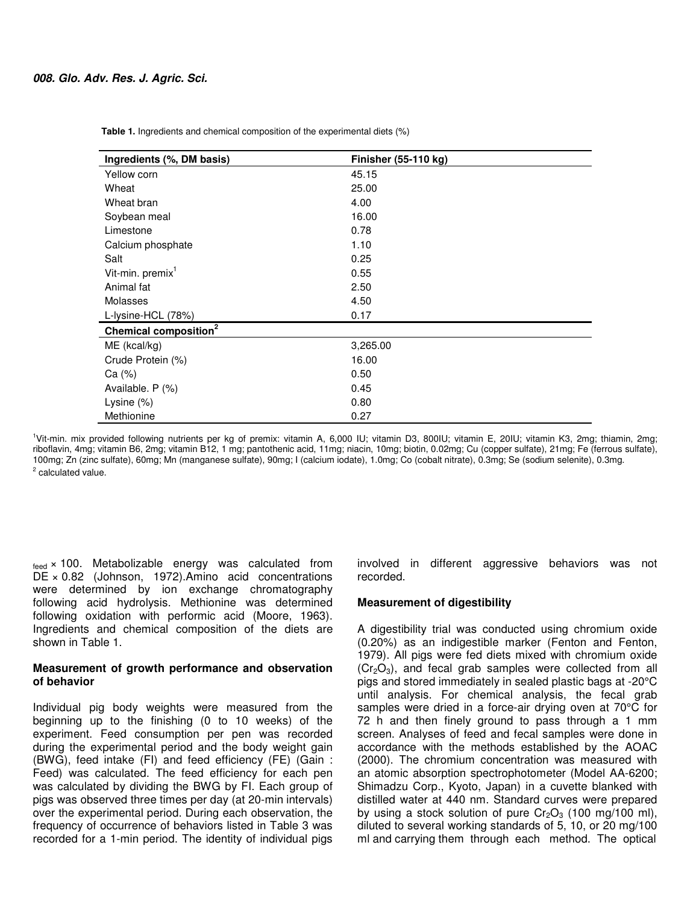**Table 1.** Ingredients and chemical composition of the experimental diets (%)

| Ingredients (%, DM basis) | Finisher (55-110 kg) |
|---|---|
| Yellow corn | 45.15 |
| Wheat | 25.00 |
| Wheat bran | 4.00 |
| Soybean meal | 16.00 |
| Limestone | 0.78 |
| Calcium phosphate | 1.10 |
| Salt | 0.25 |
| Vit-min. premix[1] | 0.55 |
| Animal fat | 2.50 |
| Molasses | 4.50 |
| L-lysine-HCL (78%) | 0.17 |
| **Chemical composition[2]** | |
| ME (kcal/kg) | 3,265.00 |
| Crude Protein (%) | 16.00 |
| Ca (%) | 0.50 |
| Available. P (%) | 0.45 |
| Lysine (%) | 0.80 |
| Methionine | 0.27 |

[1]Vit-min. mix provided following nutrients per kg of premix: vitamin A, 6,000 IU; vitamin D3, 800IU; vitamin E, 20IU; vitamin K3, 2mg; thiamin, 2mg; riboflavin, 4mg; vitamin B6, 2mg; vitamin B12, 1 mg; pantothenic acid, 11mg; niacin, 10mg; biotin, 0.02mg; Cu (copper sulfate), 21mg; Fe (ferrous sulfate), 100mg; Zn (zinc sulfate), 60mg; Mn (manganese sulfate), 90mg; I (calcium iodate), 1.0mg; Co (cobalt nitrate), 0.3mg; Se (sodium selenite), 0.3mg.
[2] calculated value.

$_{feed}$ × 100. Metabolizable energy was calculated from DE × 0.82 (Johnson, 1972).Amino acid concentrations were determined by ion exchange chromatography following acid hydrolysis. Methionine was determined following oxidation with performic acid (Moore, 1963). Ingredients and chemical composition of the diets are shown in Table 1.

### Measurement of growth performance and observation of behavior

Individual pig body weights were measured from the beginning up to the finishing (0 to 10 weeks) of the experiment. Feed consumption per pen was recorded during the experimental period and the body weight gain (BWG), feed intake (FI) and feed efficiency (FE) (Gain : Feed) was calculated. The feed efficiency for each pen was calculated by dividing the BWG by FI. Each group of pigs was observed three times per day (at 20-min intervals) over the experimental period. During each observation, the frequency of occurrence of behaviors listed in Table 3 was recorded for a 1-min period. The identity of individual pigs involved in different aggressive behaviors was not recorded.

### Measurement of digestibility

A digestibility trial was conducted using chromium oxide (0.20%) as an indigestible marker (Fenton and Fenton, 1979). All pigs were fed diets mixed with chromium oxide ($Cr_2O_3$), and fecal grab samples were collected from all pigs and stored immediately in sealed plastic bags at -20°C until analysis. For chemical analysis, the fecal grab samples were dried in a force-air drying oven at 70°C for 72 h and then finely ground to pass through a 1 mm screen. Analyses of feed and fecal samples were done in accordance with the methods established by the AOAC (2000). The chromium concentration was measured with an atomic absorption spectrophotometer (Model AA-6200; Shimadzu Corp., Kyoto, Japan) in a cuvette blanked with distilled water at 440 nm. Standard curves were prepared by using a stock solution of pure $Cr_2O_3$ (100 mg/100 ml), diluted to several working standards of 5, 10, or 20 mg/100 ml and carrying them through each method. The optical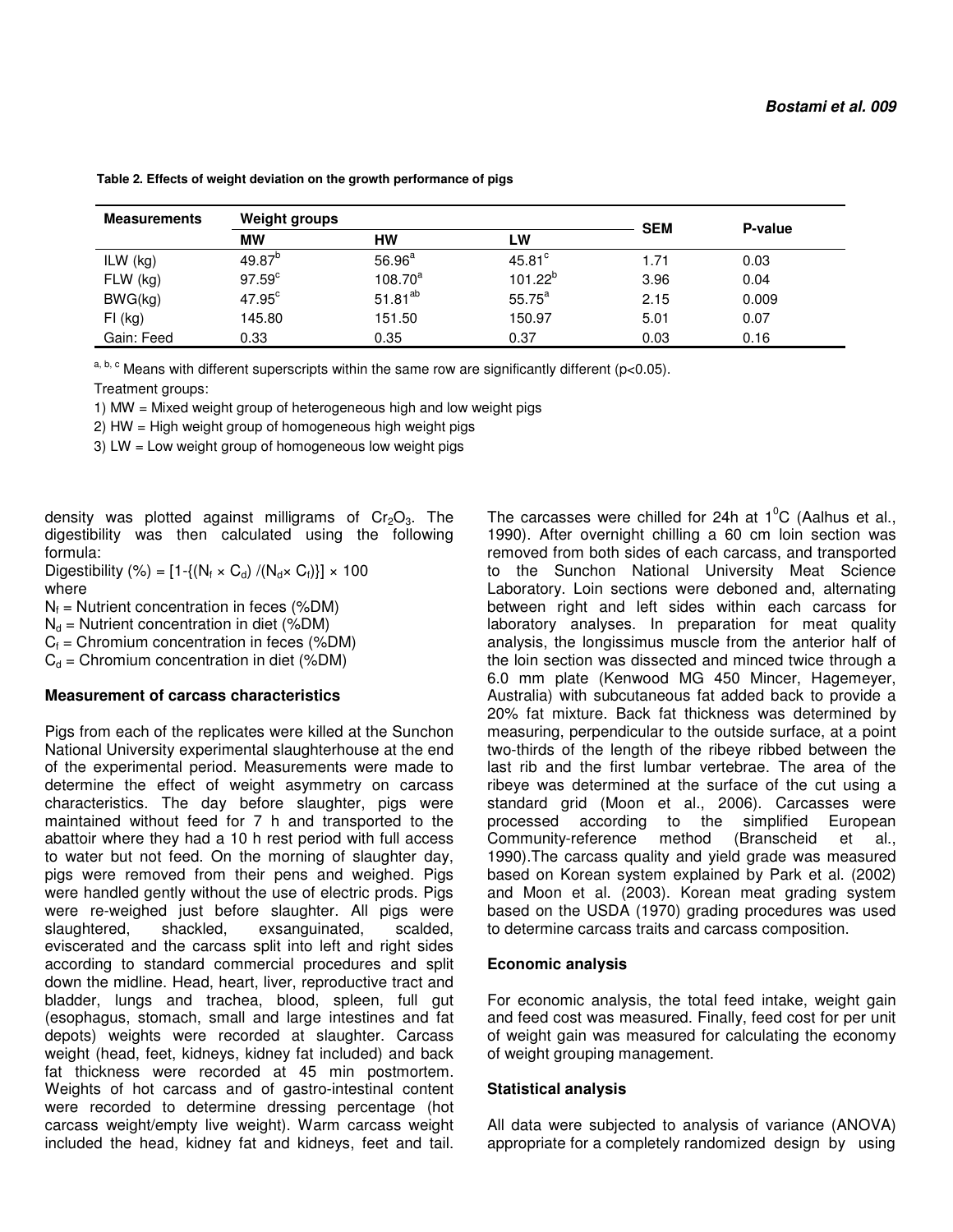**Table 2. Effects of weight deviation on the growth performance of pigs**

| Measurements | Weight groups | | | SEM | P-value |
|---|---|---|---|---|---|
| | MW | HW | LW | | |
| ILW (kg) | 49.87[b] | 56.96[a] | 45.81[c] | 1.71 | 0.03 |
| FLW (kg) | 97.59[c] | 108.70[a] | 101.22[b] | 3.96 | 0.04 |
| BWG(kg) | 47.95[c] | 51.81[ab] | 55.75[a] | 2.15 | 0.009 |
| FI (kg) | 145.80 | 151.50 | 150.97 | 5.01 | 0.07 |
| Gain: Feed | 0.33 | 0.35 | 0.37 | 0.03 | 0.16 |

[a, b, c] Means with different superscripts within the same row are significantly different ($p<0.05$).

Treatment groups:

1) MW = Mixed weight group of heterogeneous high and low weight pigs
2) HW = High weight group of homogeneous high weight pigs
3) LW = Low weight group of homogeneous low weight pigs

density was plotted against milligrams of $Cr_2O_3$. The digestibility was then calculated using the following formula:

Digestibility (%) = $[1-\{(N_f \times C_d) / (N_d \times C_f)\}] \times 100$

where

$N_f$ = Nutrient concentration in feces (%DM)
$N_d$ = Nutrient concentration in diet (%DM)
$C_f$ = Chromium concentration in feces (%DM)
$C_d$ = Chromium concentration in diet (%DM)

### Measurement of carcass characteristics

Pigs from each of the replicates were killed at the Sunchon National University experimental slaughterhouse at the end of the experimental period. Measurements were made to determine the effect of weight asymmetry on carcass characteristics. The day before slaughter, pigs were maintained without feed for 7 h and transported to the abattoir where they had a 10 h rest period with full access to water but not feed. On the morning of slaughter day, pigs were removed from their pens and weighed. Pigs were handled gently without the use of electric prods. Pigs were re-weighed just before slaughter. All pigs were slaughtered, shackled, exsanguinated, scalded, eviscerated and the carcass split into left and right sides according to standard commercial procedures and split down the midline. Head, heart, liver, reproductive tract and bladder, lungs and trachea, blood, spleen, full gut (esophagus, stomach, small and large intestines and fat depots) weights were recorded at slaughter. Carcass weight (head, feet, kidneys, kidney fat included) and back fat thickness were recorded at 45 min postmortem. Weights of hot carcass and of gastro-intestinal content were recorded to determine dressing percentage (hot carcass weight/empty live weight). Warm carcass weight included the head, kidney fat and kidneys, feet and tail. The carcasses were chilled for 24h at $1^0$C (Aalhus et al., 1990). After overnight chilling a 60 cm loin section was removed from both sides of each carcass, and transported to the Sunchon National University Meat Science Laboratory. Loin sections were deboned and, alternating between right and left sides within each carcass for laboratory analyses. In preparation for meat quality analysis, the longissimus muscle from the anterior half of the loin section was dissected and minced twice through a 6.0 mm plate (Kenwood MG 450 Mincer, Hagemeyer, Australia) with subcutaneous fat added back to provide a 20% fat mixture. Back fat thickness was determined by measuring, perpendicular to the outside surface, at a point two-thirds of the length of the ribeye ribbed between the last rib and the first lumbar vertebrae. The area of the ribeye was determined at the surface of the cut using a standard grid (Moon et al., 2006). Carcasses were processed according to the simplified European Community-reference method (Branscheid et al., 1990).The carcass quality and yield grade was measured based on Korean system explained by Park et al. (2002) and Moon et al. (2003). Korean meat grading system based on the USDA (1970) grading procedures was used to determine carcass traits and carcass composition.

### Economic analysis

For economic analysis, the total feed intake, weight gain and feed cost was measured. Finally, feed cost for per unit of weight gain was measured for calculating the economy of weight grouping management.

### Statistical analysis

All data were subjected to analysis of variance (ANOVA) appropriate for a completely randomized design by using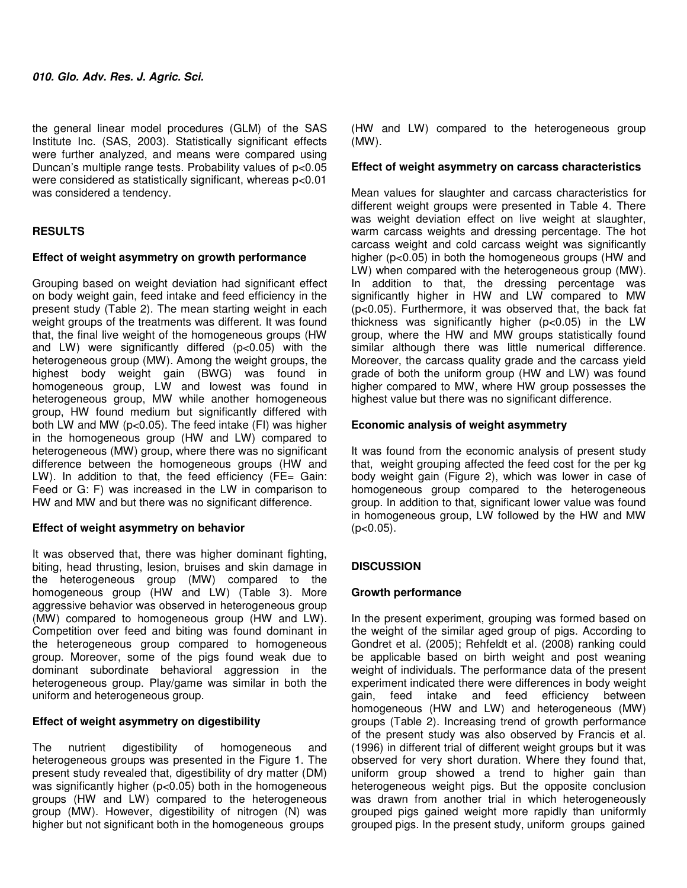the general linear model procedures (GLM) of the SAS Institute Inc. (SAS, 2003). Statistically significant effects were further analyzed, and means were compared using Duncan's multiple range tests. Probability values of $p<0.05$ were considered as statistically significant, whereas $p<0.01$ was considered a tendency.

## RESULTS

### Effect of weight asymmetry on growth performance

Grouping based on weight deviation had significant effect on body weight gain, feed intake and feed efficiency in the present study (Table 2). The mean starting weight in each weight groups of the treatments was different. It was found that, the final live weight of the homogeneous groups (HW and LW) were significantly differed ($p<0.05$) with the heterogeneous group (MW). Among the weight groups, the highest body weight gain (BWG) was found in homogeneous group, LW and lowest was found in heterogeneous group, MW while another homogeneous group, HW found medium but significantly differed with both LW and MW ($p<0.05$). The feed intake (FI) was higher in the homogeneous group (HW and LW) compared to heterogeneous (MW) group, where there was no significant difference between the homogeneous groups (HW and LW). In addition to that, the feed efficiency (FE= Gain: Feed or G: F) was increased in the LW in comparison to HW and MW and but there was no significant difference.

### Effect of weight asymmetry on behavior

It was observed that, there was higher dominant fighting, biting, head thrusting, lesion, bruises and skin damage in the heterogeneous group (MW) compared to the homogeneous group (HW and LW) (Table 3). More aggressive behavior was observed in heterogeneous group (MW) compared to homogeneous group (HW and LW). Competition over feed and biting was found dominant in the heterogeneous group compared to homogeneous group. Moreover, some of the pigs found weak due to dominant subordinate behavioral aggression in the heterogeneous group. Play/game was similar in both the uniform and heterogeneous group.

### Effect of weight asymmetry on digestibility

The nutrient digestibility of homogeneous and heterogeneous groups was presented in the Figure 1. The present study revealed that, digestibility of dry matter (DM) was significantly higher ($p<0.05$) both in the homogeneous groups (HW and LW) compared to the heterogeneous group (MW). However, digestibility of nitrogen (N) was higher but not significant both in the homogeneous groups (HW and LW) compared to the heterogeneous group (MW).

### Effect of weight asymmetry on carcass characteristics

Mean values for slaughter and carcass characteristics for different weight groups were presented in Table 4. There was weight deviation effect on live weight at slaughter, warm carcass weights and dressing percentage. The hot carcass weight and cold carcass weight was significantly higher ($p<0.05$) in both the homogeneous groups (HW and LW) when compared with the heterogeneous group (MW). In addition to that, the dressing percentage was significantly higher in HW and LW compared to MW ($p<0.05$). Furthermore, it was observed that, the back fat thickness was significantly higher ($p<0.05$) in the LW group, where the HW and MW groups statistically found similar although there was little numerical difference. Moreover, the carcass quality grade and the carcass yield grade of both the uniform group (HW and LW) was found higher compared to MW, where HW group possesses the highest value but there was no significant difference.

### Economic analysis of weight asymmetry

It was found from the economic analysis of present study that, weight grouping affected the feed cost for the per kg body weight gain (Figure 2), which was lower in case of homogeneous group compared to the heterogeneous group. In addition to that, significant lower value was found in homogeneous group, LW followed by the HW and MW ($p<0.05$).

## DISCUSSION

### Growth performance

In the present experiment, grouping was formed based on the weight of the similar aged group of pigs. According to Gondret et al. (2005); Rehfeldt et al. (2008) ranking could be applicable based on birth weight and post weaning weight of individuals. The performance data of the present experiment indicated there were differences in body weight gain, feed intake and feed efficiency between homogeneous (HW and LW) and heterogeneous (MW) groups (Table 2). Increasing trend of growth performance of the present study was also observed by Francis et al. (1996) in different trial of different weight groups but it was observed for very short duration. Where they found that, uniform group showed a trend to higher gain than heterogeneous weight pigs. But the opposite conclusion was drawn from another trial in which heterogeneously grouped pigs gained weight more rapidly than uniformly grouped pigs. In the present study, uniform groups gained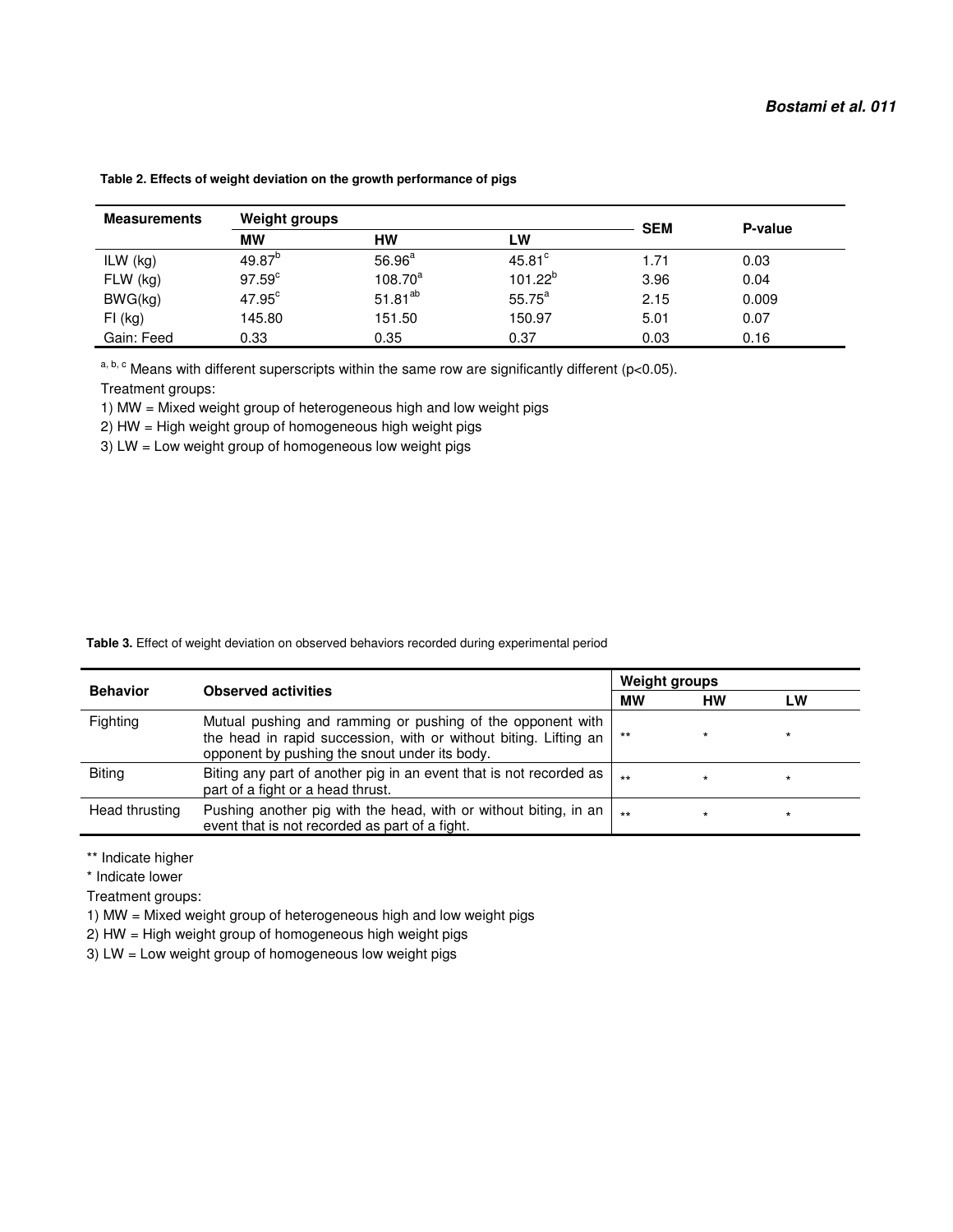**Table 2. Effects of weight deviation on the growth performance of pigs**

| Measurements | Weight groups | | | SEM | P-value |
|---|---|---|---|---|---|
| | MW | HW | LW | | |
| ILW (kg) | $49.87^{b}$ | $56.96^{a}$ | $45.81^{c}$ | 1.71 | 0.03 |
| FLW (kg) | $97.59^{c}$ | $108.70^{a}$ | $101.22^{b}$ | 3.96 | 0.04 |
| BWG(kg) | $47.95^{c}$ | $51.81^{ab}$ | $55.75^{a}$ | 2.15 | 0.009 |
| FI (kg) | 145.80 | 151.50 | 150.97 | 5.01 | 0.07 |
| Gain: Feed | 0.33 | 0.35 | 0.37 | 0.03 | 0.16 |

$^{a, b, c}$ Means with different superscripts within the same row are significantly different ($p<0.05$).

Treatment groups:

1) MW = Mixed weight group of heterogeneous high and low weight pigs
2) HW = High weight group of homogeneous high weight pigs
3) LW = Low weight group of homogeneous low weight pigs

**Table 3.** Effect of weight deviation on observed behaviors recorded during experimental period

| Behavior | Observed activities | Weight groups | | |
|---|---|---|---|---|
| | | MW | HW | LW |
| Fighting | Mutual pushing and ramming or pushing of the opponent with the head in rapid succession, with or without biting. Lifting an opponent by pushing the snout under its body. | ** | * | * |
| Biting | Biting any part of another pig in an event that is not recorded as part of a fight or a head thrust. | ** | * | * |
| Head thrusting | Pushing another pig with the head, with or without biting, in an event that is not recorded as part of a fight. | ** | * | * |

** Indicate higher

* Indicate lower

Treatment groups:

1) MW = Mixed weight group of heterogeneous high and low weight pigs
2) HW = High weight group of homogeneous high weight pigs
3) LW = Low weight group of homogeneous low weight pigs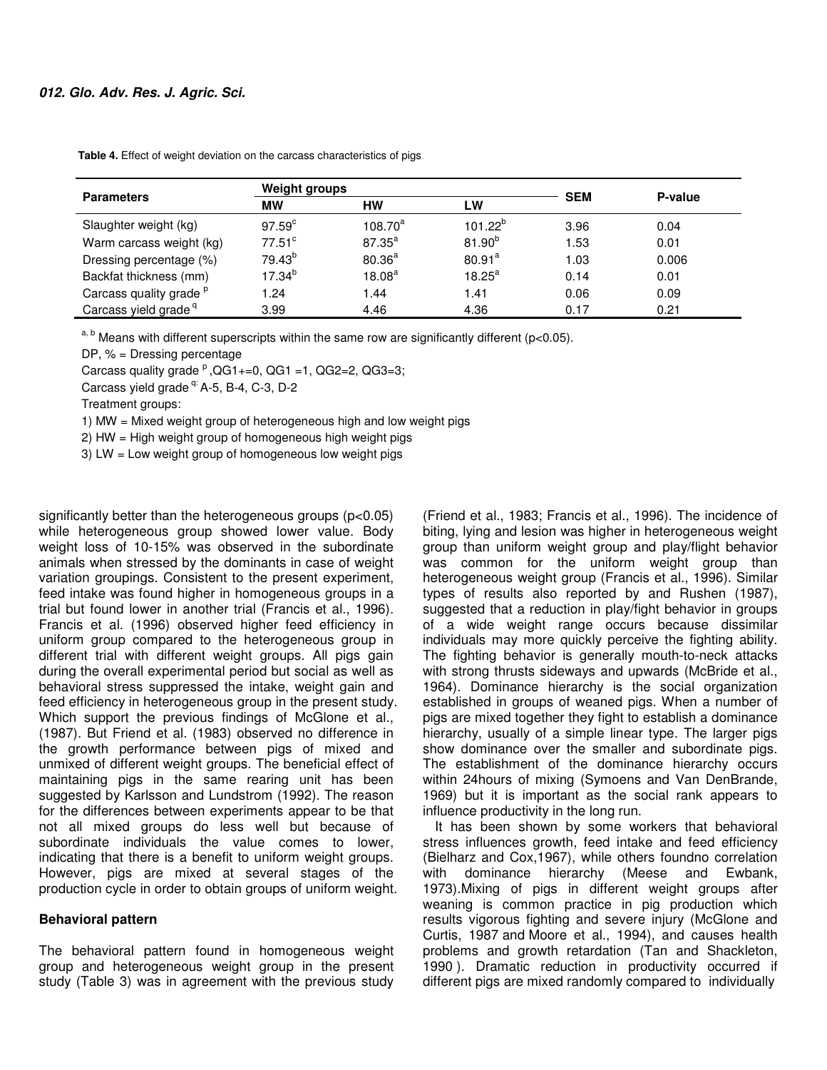**Table 4.** Effect of weight deviation on the carcass characteristics of pigs

| Parameters | Weight groups | | | SEM | P-value |
|---|---|---|---|---|---|
| | MW | HW | LW | | |
| Slaughter weight (kg) | 97.59[c] | 108.70[a] | 101.22[b] | 3.96 | 0.04 |
| Warm carcass weight (kg) | 77.51[c] | 87.35[a] | 81.90[b] | 1.53 | 0.01 |
| Dressing percentage (%) | 79.43[b] | 80.36[a] | 80.91[a] | 1.03 | 0.006 |
| Backfat thickness (mm) | 17.34[b] | 18.08[a] | 18.25[a] | 0.14 | 0.01 |
| Carcass quality grade [p] | 1.24 | 1.44 | 1.41 | 0.06 | 0.09 |
| Carcass yield grade [q] | 3.99 | 4.46 | 4.36 | 0.17 | 0.21 |

[a, b] Means with different superscripts within the same row are significantly different ($p<0.05$).

DP, % = Dressing percentage

Carcass quality grade [p], QG1+=0, QG1 =1, QG2=2, QG3=3;

Carcass yield grade [q]: A-5, B-4, C-3, D-2

Treatment groups:

1) MW = Mixed weight group of heterogeneous high and low weight pigs

2) HW = High weight group of homogeneous high weight pigs

3) LW = Low weight group of homogeneous low weight pigs

significantly better than the heterogeneous groups ($p<0.05$) while heterogeneous group showed lower value. Body weight loss of 10-15% was observed in the subordinate animals when stressed by the dominants in case of weight variation groupings. Consistent to the present experiment, feed intake was found higher in homogeneous groups in a trial but found lower in another trial (Francis et al., 1996). Francis et al. (1996) observed higher feed efficiency in uniform group compared to the heterogeneous group in different trial with different weight groups. All pigs gain during the overall experimental period but social as well as behavioral stress suppressed the intake, weight gain and feed efficiency in heterogeneous group in the present study. Which support the previous findings of McGlone et al., (1987). But Friend et al. (1983) observed no difference in the growth performance between pigs of mixed and unmixed of different weight groups. The beneficial effect of maintaining pigs in the same rearing unit has been suggested by Karlsson and Lundstrom (1992). The reason for the differences between experiments appear to be that not all mixed groups do less well but because of subordinate individuals the value comes to lower, indicating that there is a benefit to uniform weight groups. However, pigs are mixed at several stages of the production cycle in order to obtain groups of uniform weight.

### Behavioral pattern

The behavioral pattern found in homogeneous weight group and heterogeneous weight group in the present study (Table 3) was in agreement with the previous study (Friend et al., 1983; Francis et al., 1996). The incidence of biting, lying and lesion was higher in heterogeneous weight group than uniform weight group and play/flight behavior was common for the uniform weight group than heterogeneous weight group (Francis et al., 1996). Similar types of results also reported by and Rushen (1987), suggested that a reduction in play/fight behavior in groups of a wide weight range occurs because dissimilar individuals may more quickly perceive the fighting ability. The fighting behavior is generally mouth-to-neck attacks with strong thrusts sideways and upwards (McBride et al., 1964). Dominance hierarchy is the social organization established in groups of weaned pigs. When a number of pigs are mixed together they fight to establish a dominance hierarchy, usually of a simple linear type. The larger pigs show dominance over the smaller and subordinate pigs. The establishment of the dominance hierarchy occurs within 24hours of mixing (Symoens and Van DenBrande, 1969) but it is important as the social rank appears to influence productivity in the long run.

It has been shown by some workers that behavioral stress influences growth, feed intake and feed efficiency (Bielharz and Cox,1967), while others foundno correlation with dominance hierarchy (Meese and Ewbank, 1973).Mixing of pigs in different weight groups after weaning is common practice in pig production which results vigorous fighting and severe injury (McGlone and Curtis, 1987 and Moore et al., 1994), and causes health problems and growth retardation (Tan and Shackleton, 1990 ). Dramatic reduction in productivity occurred if different pigs are mixed randomly compared to individually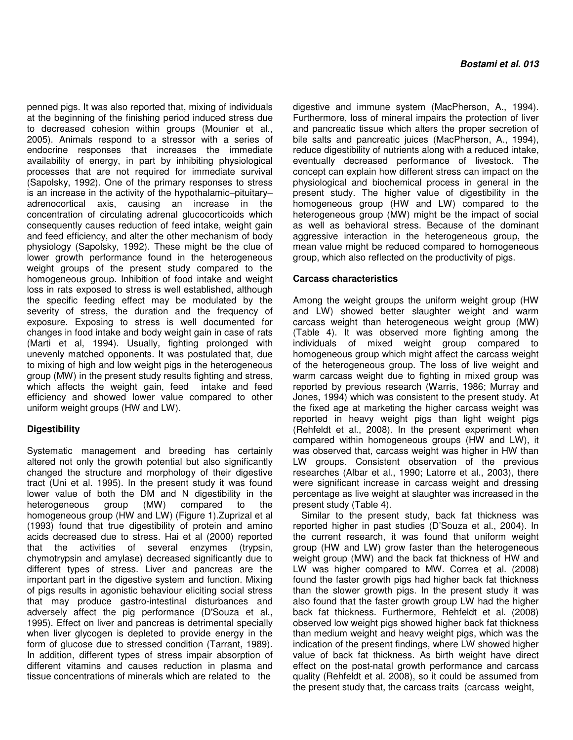penned pigs. It was also reported that, mixing of individuals at the beginning of the finishing period induced stress due to decreased cohesion within groups (Mounier et al., 2005). Animals respond to a stressor with a series of endocrine responses that increases the immediate availability of energy, in part by inhibiting physiological processes that are not required for immediate survival (Sapolsky, 1992). One of the primary responses to stress is an increase in the activity of the hypothalamic–pituitary–adrenocortical axis, causing an increase in the concentration of circulating adrenal glucocorticoids which consequently causes reduction of feed intake, weight gain and feed efficiency, and alter the other mechanism of body physiology (Sapolsky, 1992). These might be the clue of lower growth performance found in the heterogeneous weight groups of the present study compared to the homogeneous group. Inhibition of food intake and weight loss in rats exposed to stress is well established, although the specific feeding effect may be modulated by the severity of stress, the duration and the frequency of exposure. Exposing to stress is well documented for changes in food intake and body weight gain in case of rats (Marti et al, 1994). Usually, fighting prolonged with unevenly matched opponents. It was postulated that, due to mixing of high and low weight pigs in the heterogeneous group (MW) in the present study results fighting and stress, which affects the weight gain, feed intake and feed efficiency and showed lower value compared to other uniform weight groups (HW and LW).

**Digestibility**

Systematic management and breeding has certainly altered not only the growth potential but also significantly changed the structure and morphology of their digestive tract (Uni et al. 1995). In the present study it was found lower value of both the DM and N digestibility in the heterogeneous group (MW) compared to the homogeneous group (HW and LW) (Figure 1).Zuprizal et al (1993) found that true digestibility of protein and amino acids decreased due to stress. Hai et al (2000) reported that the activities of several enzymes (trypsin, chymotrypsin and amylase) decreased significantly due to different types of stress. Liver and pancreas are the important part in the digestive system and function. Mixing of pigs results in agonistic behaviour eliciting social stress that may produce gastro-intestinal disturbances and adversely affect the pig performance (D'Souza et al., 1995). Effect on liver and pancreas is detrimental specially when liver glycogen is depleted to provide energy in the form of glucose due to stressed condition (Tarrant, 1989). In addition, different types of stress impair absorption of different vitamins and causes reduction in plasma and tissue concentrations of minerals which are related to the digestive and immune system (MacPherson, A., 1994). Furthermore, loss of mineral impairs the protection of liver and pancreatic tissue which alters the proper secretion of bile salts and pancreatic juices (MacPherson, A., 1994), reduce digestibility of nutrients along with a reduced intake, eventually decreased performance of livestock. The concept can explain how different stress can impact on the physiological and biochemical process in general in the present study. The higher value of digestibility in the homogeneous group (HW and LW) compared to the heterogeneous group (MW) might be the impact of social as well as behavioral stress. Because of the dominant aggressive interaction in the heterogeneous group, the mean value might be reduced compared to homogeneous group, which also reflected on the productivity of pigs.

**Carcass characteristics**

Among the weight groups the uniform weight group (HW and LW) showed better slaughter weight and warm carcass weight than heterogeneous weight group (MW) (Table 4). It was observed more fighting among the individuals of mixed weight group compared to homogeneous group which might affect the carcass weight of the heterogeneous group. The loss of live weight and warm carcass weight due to fighting in mixed group was reported by previous research (Warris, 1986; Murray and Jones, 1994) which was consistent to the present study. At the fixed age at marketing the higher carcass weight was reported in heavy weight pigs than light weight pigs (Rehfeldt et al., 2008). In the present experiment when compared within homogeneous groups (HW and LW), it was observed that, carcass weight was higher in HW than LW groups. Consistent observation of the previous researches (Albar et al., 1990; Latorre et al., 2003), there were significant increase in carcass weight and dressing percentage as live weight at slaughter was increased in the present study (Table 4).

Similar to the present study, back fat thickness was reported higher in past studies (D'Souza et al., 2004). In the current research, it was found that uniform weight group (HW and LW) grow faster than the heterogeneous weight group (MW) and the back fat thickness of HW and LW was higher compared to MW. Correa et al. (2008) found the faster growth pigs had higher back fat thickness than the slower growth pigs. In the present study it was also found that the faster growth group LW had the higher back fat thickness. Furthermore, Rehfeldt et al. (2008) observed low weight pigs showed higher back fat thickness than medium weight and heavy weight pigs, which was the indication of the present findings, where LW showed higher value of back fat thickness. As birth weight have direct effect on the post-natal growth performance and carcass quality (Rehfeldt et al. 2008), so it could be assumed from the present study that, the carcass traits (carcass weight,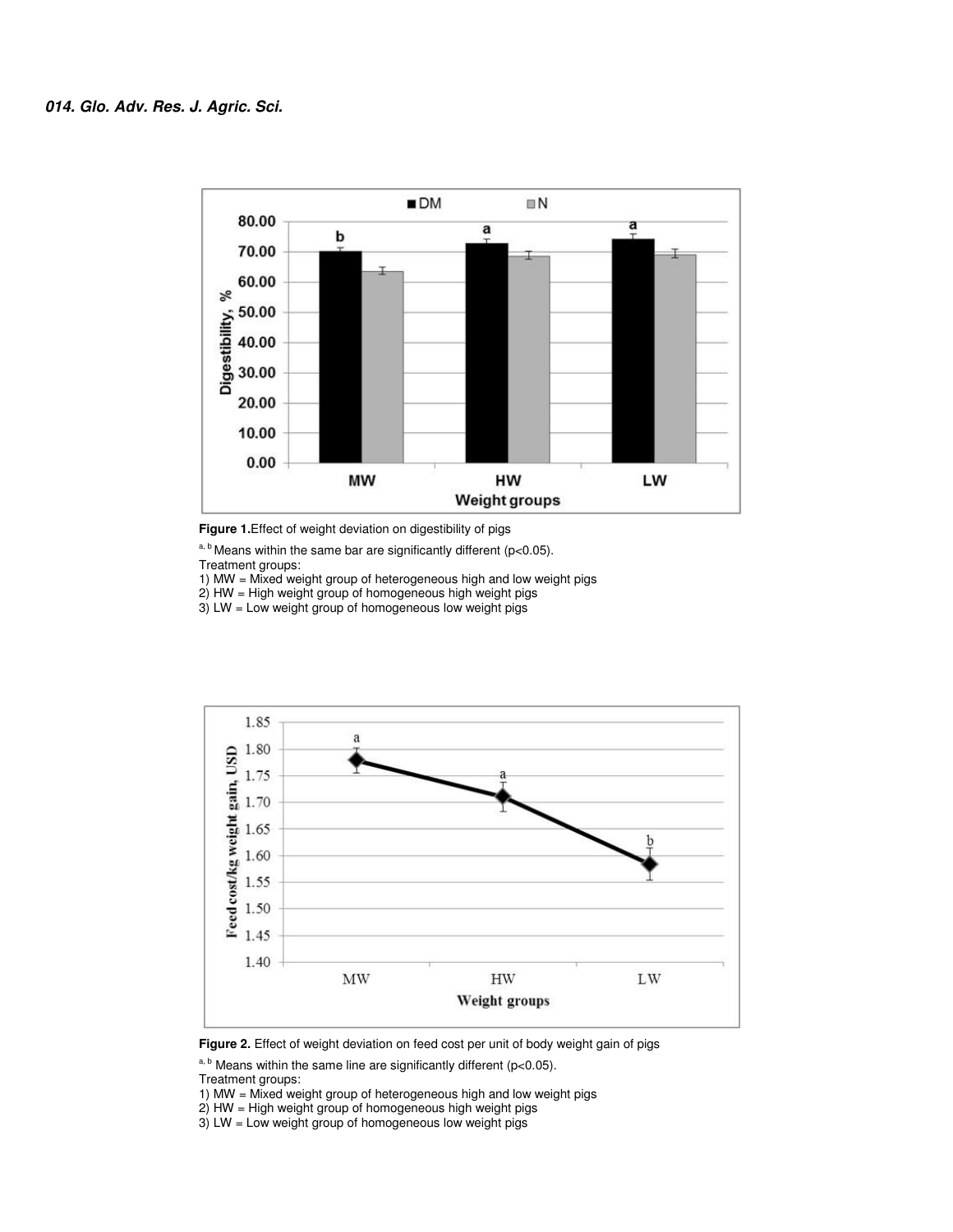**Figure 1.** Effect of weight deviation on digestibility of pigs

[a, b] Means within the same bar are significantly different ($p<0.05$).

Treatment groups:

1) MW = Mixed weight group of heterogeneous high and low weight pigs
2) HW = High weight group of homogeneous high weight pigs
3) LW = Low weight group of homogeneous low weight pigs

**Figure 2.** Effect of weight deviation on feed cost per unit of body weight gain of pigs

[a, b] Means within the same line are significantly different ($p<0.05$).

Treatment groups:

1) MW = Mixed weight group of heterogeneous high and low weight pigs
2) HW = High weight group of homogeneous high weight pigs
3) LW = Low weight group of homogeneous low weight pigs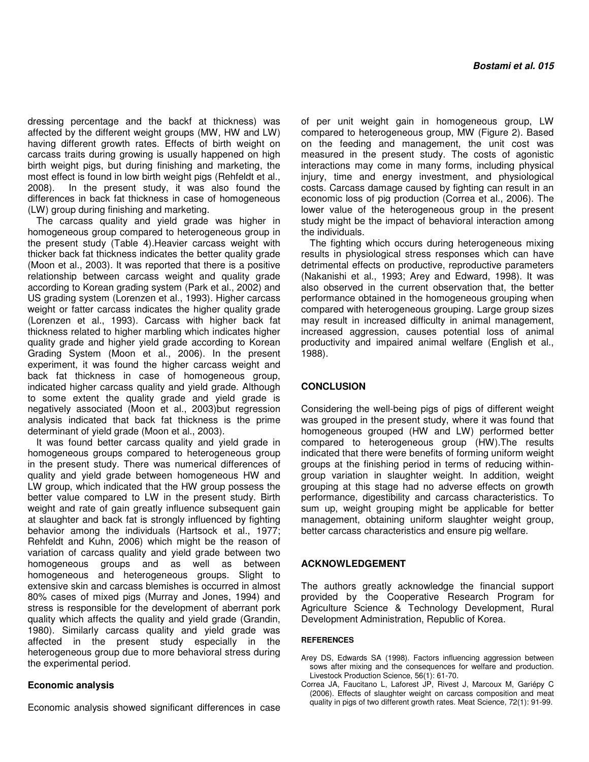dressing percentage and the backf at thickness) was affected by the different weight groups (MW, HW and LW) having different growth rates. Effects of birth weight on carcass traits during growing is usually happened on high birth weight pigs, but during finishing and marketing, the most effect is found in low birth weight pigs (Rehfeldt et al., 2008). In the present study, it was also found the differences in back fat thickness in case of homogeneous (LW) group during finishing and marketing.

The carcass quality and yield grade was higher in homogeneous group compared to heterogeneous group in the present study (Table 4).Heavier carcass weight with thicker back fat thickness indicates the better quality grade (Moon et al., 2003). It was reported that there is a positive relationship between carcass weight and quality grade according to Korean grading system (Park et al., 2002) and US grading system (Lorenzen et al., 1993). Higher carcass weight or fatter carcass indicates the higher quality grade (Lorenzen et al., 1993). Carcass with higher back fat thickness related to higher marbling which indicates higher quality grade and higher yield grade according to Korean Grading System (Moon et al., 2006). In the present experiment, it was found the higher carcass weight and back fat thickness in case of homogeneous group, indicated higher carcass quality and yield grade. Although to some extent the quality grade and yield grade is negatively associated (Moon et al., 2003)but regression analysis indicated that back fat thickness is the prime determinant of yield grade (Moon et al., 2003).

It was found better carcass quality and yield grade in homogeneous groups compared to heterogeneous group in the present study. There was numerical differences of quality and yield grade between homogeneous HW and LW group, which indicated that the HW group possess the better value compared to LW in the present study. Birth weight and rate of gain greatly influence subsequent gain at slaughter and back fat is strongly influenced by fighting behavior among the individuals (Hartsock et al., 1977; Rehfeldt and Kuhn, 2006) which might be the reason of variation of carcass quality and yield grade between two homogeneous groups and as well as between homogeneous and heterogeneous groups. Slight to extensive skin and carcass blemishes is occurred in almost 80% cases of mixed pigs (Murray and Jones, 1994) and stress is responsible for the development of aberrant pork quality which affects the quality and yield grade (Grandin, 1980). Similarly carcass quality and yield grade was affected in the present study especially in the heterogeneous group due to more behavioral stress during the experimental period.

### Economic analysis

Economic analysis showed significant differences in case of per unit weight gain in homogeneous group, LW compared to heterogeneous group, MW (Figure 2). Based on the feeding and management, the unit cost was measured in the present study. The costs of agonistic interactions may come in many forms, including physical injury, time and energy investment, and physiological costs. Carcass damage caused by fighting can result in an economic loss of pig production (Correa et al., 2006). The lower value of the heterogeneous group in the present study might be the impact of behavioral interaction among the individuals.

The fighting which occurs during heterogeneous mixing results in physiological stress responses which can have detrimental effects on productive, reproductive parameters (Nakanishi et al., 1993; Arey and Edward, 1998). It was also observed in the current observation that, the better performance obtained in the homogeneous grouping when compared with heterogeneous grouping. Large group sizes may result in increased difficulty in animal management, increased aggression, causes potential loss of animal productivity and impaired animal welfare (English et al., 1988).

## CONCLUSION

Considering the well-being pigs of pigs of different weight was grouped in the present study, where it was found that homogeneous grouped (HW and LW) performed better compared to heterogeneous group (HW).The results indicated that there were benefits of forming uniform weight groups at the finishing period in terms of reducing within-group variation in slaughter weight. In addition, weight grouping at this stage had no adverse effects on growth performance, digestibility and carcass characteristics. To sum up, weight grouping might be applicable for better management, obtaining uniform slaughter weight group, better carcass characteristics and ensure pig welfare.

## ACKNOWLEDGEMENT

The authors greatly acknowledge the financial support provided by the Cooperative Research Program for Agriculture Science & Technology Development, Rural Development Administration, Republic of Korea.

## REFERENCES

Arey DS, Edwards SA (1998). Factors influencing aggression between sows after mixing and the consequences for welfare and production. Livestock Production Science, 56(1): 61-70.

Correa JA, Faucitano L, Laforest JP, Rivest J, Marcoux M, Gariépy C (2006). Effects of slaughter weight on carcass composition and meat quality in pigs of two different growth rates. Meat Science, 72(1): 91-99.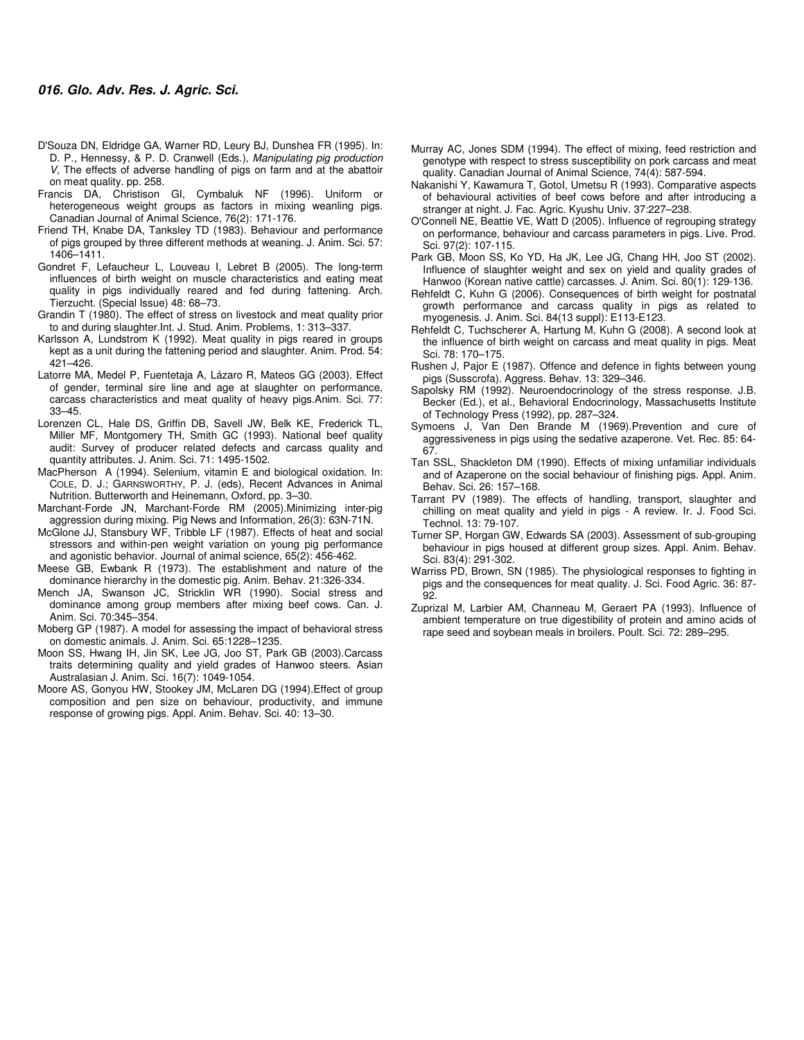D'Souza DN, Eldridge GA, Warner RD, Leury BJ, Dunshea FR (1995). In: D. P., Hennessy, & P. D. Cranwell (Eds.), *Manipulating pig production V*, The effects of adverse handling of pigs on farm and at the abattoir on meat quality. pp. 258.

Francis DA, Christison GI, Cymbaluk NF (1996). Uniform or heterogeneous weight groups as factors in mixing weanling pigs. Canadian Journal of Animal Science, 76(2): 171-176.

Friend TH, Knabe DA, Tanksley TD (1983). Behaviour and performance of pigs grouped by three different methods at weaning. J. Anim. Sci. 57: 1406–1411.

Gondret F, Lefaucheur L, Louveau I, Lebret B (2005). The long-term influences of birth weight on muscle characteristics and eating meat quality in pigs individually reared and fed during fattening. Arch. Tierzucht. (Special Issue) 48: 68–73.

Grandin T (1980). The effect of stress on livestock and meat quality prior to and during slaughter.Int. J. Stud. Anim. Problems, 1: 313–337.

Karlsson A, Lundstrom K (1992). Meat quality in pigs reared in groups kept as a unit during the fattening period and slaughter. Anim. Prod. 54: 421–426.

Latorre MA, Medel P, Fuentetaja A, Lázaro R, Mateos GG (2003). Effect of gender, terminal sire line and age at slaughter on performance, carcass characteristics and meat quality of heavy pigs.Anim. Sci. 77: 33–45.

Lorenzen CL, Hale DS, Griffin DB, Savell JW, Belk KE, Frederick TL, Miller MF, Montgomery TH, Smith GC (1993). National beef quality audit: Survey of producer related defects and carcass quality and quantity attributes. J. Anim. Sci. 71: 1495-1502.

MacPherson A (1994). Selenium, vitamin E and biological oxidation. In: COLE, D. J.; GARNSWORTHY, P. J. (eds), Recent Advances in Animal Nutrition. Butterworth and Heinemann, Oxford, pp. 3–30.

Marchant-Forde JN, Marchant-Forde RM (2005).Minimizing inter-pig aggression during mixing. Pig News and Information, 26(3): 63N-71N.

McGlone JJ, Stansbury WF, Tribble LF (1987). Effects of heat and social stressors and within-pen weight variation on young pig performance and agonistic behavior. Journal of animal science, 65(2): 456-462.

Meese GB, Ewbank R (1973). The establishment and nature of the dominance hierarchy in the domestic pig. Anim. Behav. 21:326-334.

Mench JA, Swanson JC, Stricklin WR (1990). Social stress and dominance among group members after mixing beef cows. Can. J. Anim. Sci. 70:345–354.

Moberg GP (1987). A model for assessing the impact of behavioral stress on domestic animals. J. Anim. Sci. 65:1228–1235.

Moon SS, Hwang IH, Jin SK, Lee JG, Joo ST, Park GB (2003).Carcass traits determining quality and yield grades of Hanwoo steers. Asian Australasian J. Anim. Sci. 16(7): 1049-1054.

Moore AS, Gonyou HW, Stookey JM, McLaren DG (1994).Effect of group composition and pen size on behaviour, productivity, and immune response of growing pigs. Appl. Anim. Behav. Sci. 40: 13–30.

Murray AC, Jones SDM (1994). The effect of mixing, feed restriction and genotype with respect to stress susceptibility on pork carcass and meat quality. Canadian Journal of Animal Science, 74(4): 587-594.

Nakanishi Y, Kawamura T, GotoI, Umetsu R (1993). Comparative aspects of behavioural activities of beef cows before and after introducing a stranger at night. J. Fac. Agric. Kyushu Univ. 37:227–238.

O'Connell NE, Beattie VE, Watt D (2005). Influence of regrouping strategy on performance, behaviour and carcass parameters in pigs. Live. Prod. Sci. 97(2): 107-115.

Park GB, Moon SS, Ko YD, Ha JK, Lee JG, Chang HH, Joo ST (2002). Influence of slaughter weight and sex on yield and quality grades of Hanwoo (Korean native cattle) carcasses. J. Anim. Sci. 80(1): 129-136.

Rehfeldt C, Kuhn G (2006). Consequences of birth weight for postnatal growth performance and carcass quality in pigs as related to myogenesis. J. Anim. Sci. 84(13 suppl): E113-E123.

Rehfeldt C, Tuchscherer A, Hartung M, Kuhn G (2008). A second look at the influence of birth weight on carcass and meat quality in pigs. Meat Sci. 78: 170–175.

Rushen J, Pajor E (1987). Offence and defence in fights between young pigs (Susscrofa). Aggress. Behav. 13: 329–346.

Sapolsky RM (1992). Neuroendocrinology of the stress response. J.B. Becker (Ed.), et al., Behavioral Endocrinology, Massachusetts Institute of Technology Press (1992), pp. 287–324.

Symoens J, Van Den Brande M (1969).Prevention and cure of aggressiveness in pigs using the sedative azaperone. Vet. Rec. 85: 64-67.

Tan SSL, Shackleton DM (1990). Effects of mixing unfamiliar individuals and of Azaperone on the social behaviour of finishing pigs. Appl. Anim. Behav. Sci. 26: 157–168.

Tarrant PV (1989). The effects of handling, transport, slaughter and chilling on meat quality and yield in pigs - A review. Ir. J. Food Sci. Technol. 13: 79-107.

Turner SP, Horgan GW, Edwards SA (2003). Assessment of sub-grouping behaviour in pigs housed at different group sizes. Appl. Anim. Behav. Sci. 83(4): 291-302.

Warriss PD, Brown, SN (1985). The physiological responses to fighting in pigs and the consequences for meat quality. J. Sci. Food Agric. 36: 87-92.

Zuprizal M, Larbier AM, Channeau M, Geraert PA (1993). Influence of ambient temperature on true digestibility of protein and amino acids of rape seed and soybean meals in broilers. Poult. Sci. 72: 289–295.